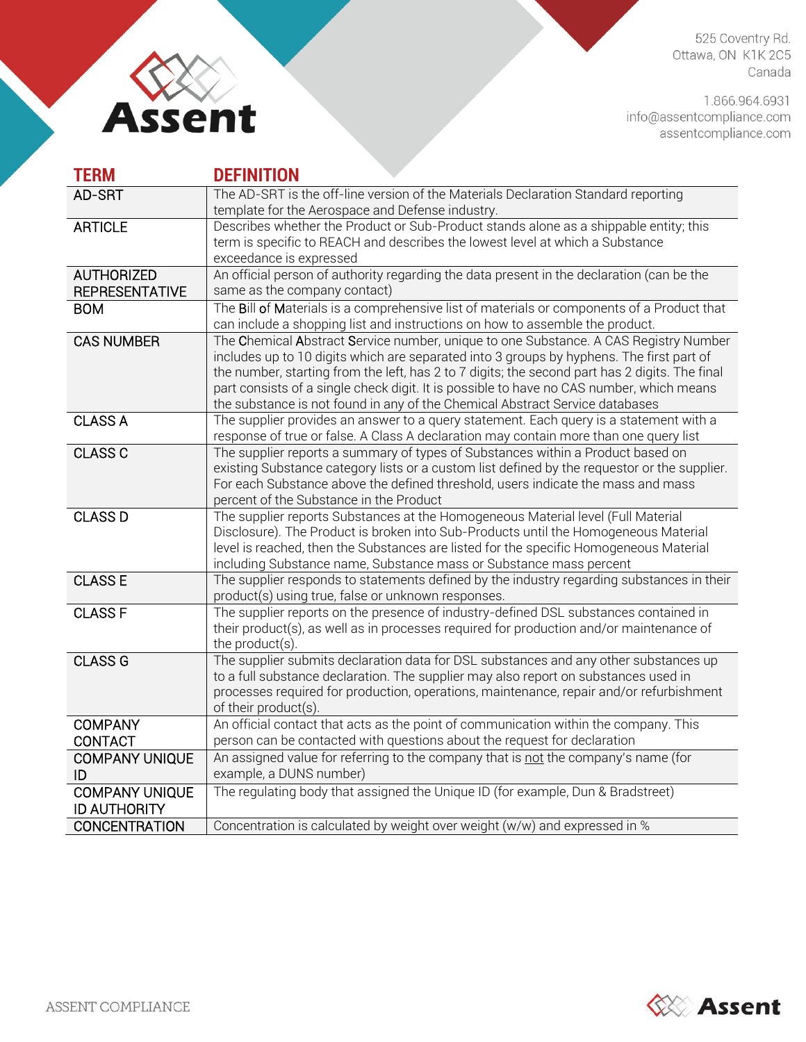525 Coventry Rd.
Ottawa, ON K1K 2C5
Canada

1.866.964.6931
info@assentcompliance.com
assentcompliance.com

| TERM | DEFINITION |
|---|---|
| AD-SRT | The AD-SRT is the off-line version of the Materials Declaration Standard reporting template for the Aerospace and Defense industry. |
| ARTICLE | Describes whether the Product or Sub-Product stands alone as a shippable entity; this term is specific to REACH and describes the lowest level at which a Substance exceedance is expressed |
| AUTHORIZED REPRESENTATIVE | An official person of authority regarding the data present in the declaration (can be the same as the company contact) |
| BOM | The **B**ill **o**f **M**aterials is a comprehensive list of materials or components of a Product that can include a shopping list and instructions on how to assemble the product. |
| CAS NUMBER | The **C**hemical **A**bstract **S**ervice number, unique to one Substance. A CAS Registry Number includes up to 10 digits which are separated into 3 groups by hyphens. The first part of the number, starting from the left, has 2 to 7 digits; the second part has 2 digits. The final part consists of a single check digit. It is possible to have no CAS number, which means the substance is not found in any of the Chemical Abstract Service databases |
| CLASS A | The supplier provides an answer to a query statement. Each query is a statement with a response of true or false. A Class A declaration may contain more than one query list |
| CLASS C | The supplier reports a summary of types of Substances within a Product based on existing Substance category lists or a custom list defined by the requestor or the supplier. For each Substance above the defined threshold, users indicate the mass and mass percent of the Substance in the Product |
| CLASS D | The supplier reports Substances at the Homogeneous Material level (Full Material Disclosure). The Product is broken into Sub-Products until the Homogeneous Material level is reached, then the Substances are listed for the specific Homogeneous Material including Substance name, Substance mass or Substance mass percent |
| CLASS E | The supplier responds to statements defined by the industry regarding substances in their product(s) using true, false or unknown responses. |
| CLASS F | The supplier reports on the presence of industry-defined DSL substances contained in their product(s), as well as in processes required for production and/or maintenance of the product(s). |
| CLASS G | The supplier submits declaration data for DSL substances and any other substances up to a full substance declaration. The supplier may also report on substances used in processes required for production, operations, maintenance, repair and/or refurbishment of their product(s). |
| COMPANY CONTACT | An official contact that acts as the point of communication within the company. This person can be contacted with questions about the request for declaration |
| COMPANY UNIQUE ID | An assigned value for referring to the company that is <u>not</u> the company's name (for example, a DUNS number) |
| COMPANY UNIQUE ID AUTHORITY | The regulating body that assigned the Unique ID (for example, Dun & Bradstreet) |
| CONCENTRATION | Concentration is calculated by weight over weight (w/w) and expressed in % |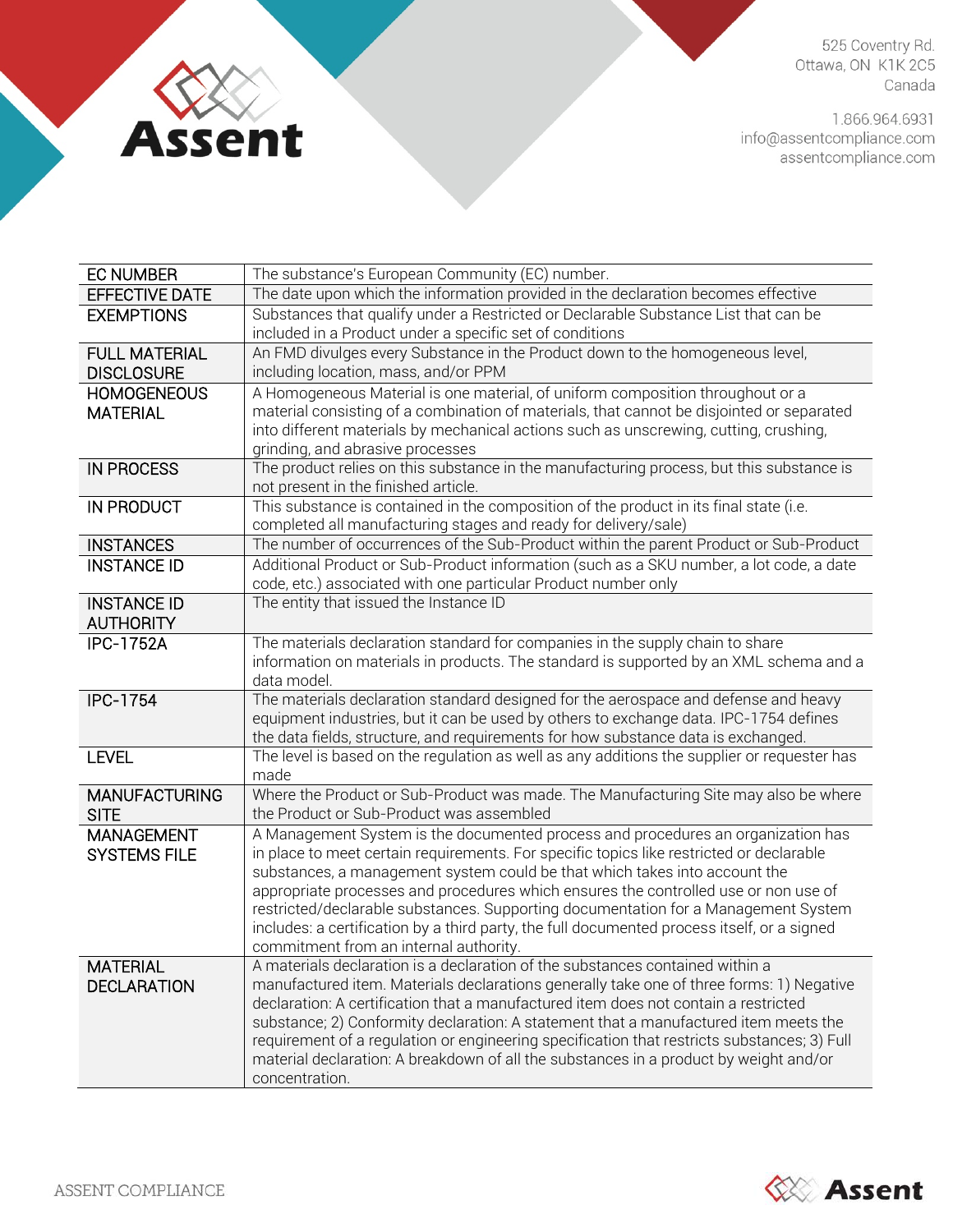| | |
|---|---|
| EC NUMBER | The substance's European Community (EC) number. |
| EFFECTIVE DATE | The date upon which the information provided in the declaration becomes effective |
| EXEMPTIONS | Substances that qualify under a Restricted or Declarable Substance List that can be included in a Product under a specific set of conditions |
| FULL MATERIAL DISCLOSURE | An FMD divulges every Substance in the Product down to the homogeneous level, including location, mass, and/or PPM |
| HOMOGENEOUS MATERIAL | A Homogeneous Material is one material, of uniform composition throughout or a material consisting of a combination of materials, that cannot be disjointed or separated into different materials by mechanical actions such as unscrewing, cutting, crushing, grinding, and abrasive processes |
| IN PROCESS | The product relies on this substance in the manufacturing process, but this substance is not present in the finished article. |
| IN PRODUCT | This substance is contained in the composition of the product in its final state (i.e. completed all manufacturing stages and ready for delivery/sale) |
| INSTANCES | The number of occurrences of the Sub-Product within the parent Product or Sub-Product |
| INSTANCE ID | Additional Product or Sub-Product information (such as a SKU number, a lot code, a date code, etc.) associated with one particular Product number only |
| INSTANCE ID AUTHORITY | The entity that issued the Instance ID |
| IPC-1752A | The materials declaration standard for companies in the supply chain to share information on materials in products. The standard is supported by an XML schema and a data model. |
| IPC-1754 | The materials declaration standard designed for the aerospace and defense and heavy equipment industries, but it can be used by others to exchange data. IPC-1754 defines the data fields, structure, and requirements for how substance data is exchanged. |
| LEVEL | The level is based on the regulation as well as any additions the supplier or requester has made |
| MANUFACTURING SITE | Where the Product or Sub-Product was made. The Manufacturing Site may also be where the Product or Sub-Product was assembled |
| MANAGEMENT SYSTEMS FILE | A Management System is the documented process and procedures an organization has in place to meet certain requirements. For specific topics like restricted or declarable substances, a management system could be that which takes into account the appropriate processes and procedures which ensures the controlled use or non use of restricted/declarable substances. Supporting documentation for a Management System includes: a certification by a third party, the full documented process itself, or a signed commitment from an internal authority. |
| MATERIAL DECLARATION | A materials declaration is a declaration of the substances contained within a manufactured item. Materials declarations generally take one of three forms: 1) Negative declaration: A certification that a manufactured item does not contain a restricted substance; 2) Conformity declaration: A statement that a manufactured item meets the requirement of a regulation or engineering specification that restricts substances; 3) Full material declaration: A breakdown of all the substances in a product by weight and/or concentration. |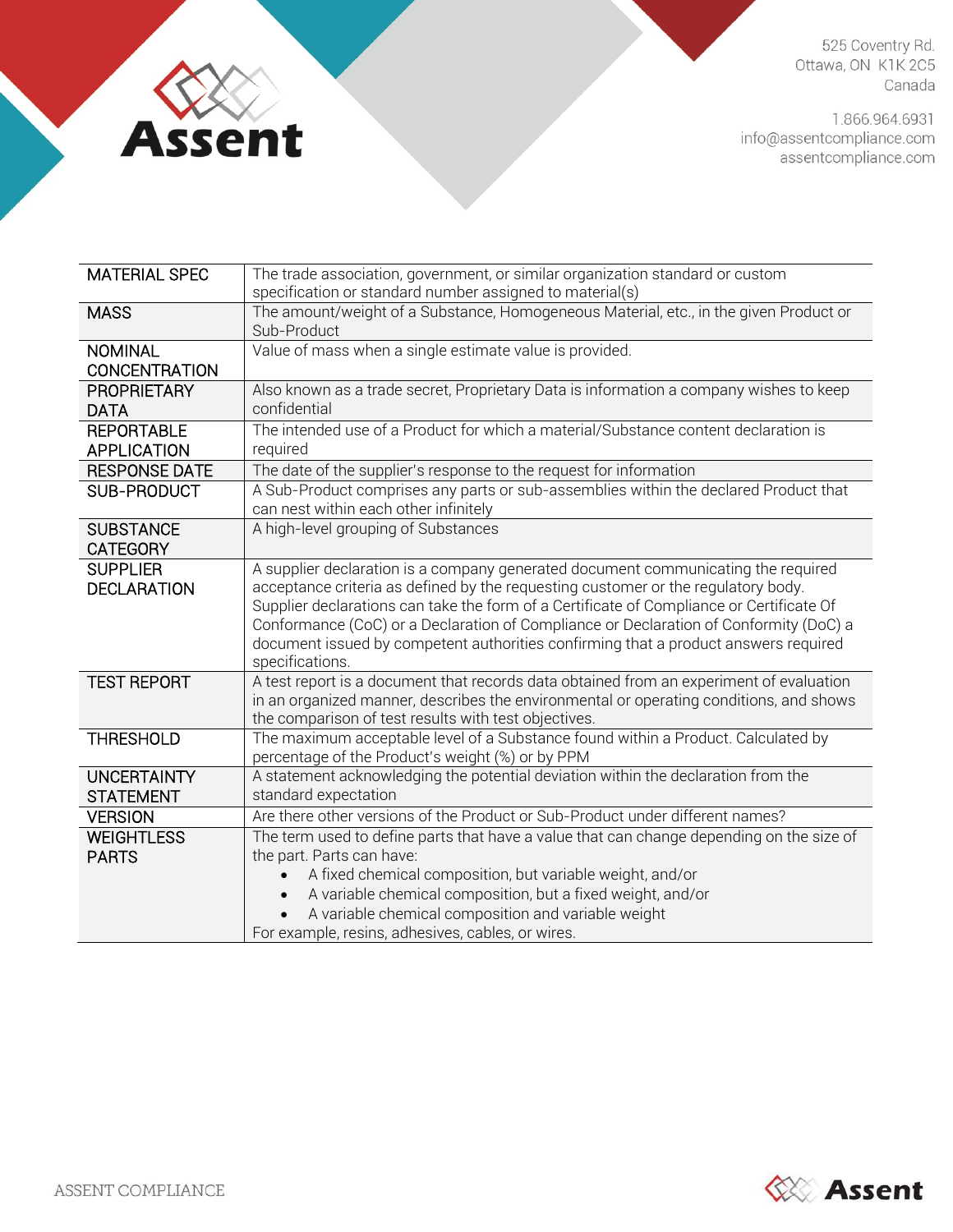| | |
|---|---|
| MATERIAL SPEC | The trade association, government, or similar organization standard or custom specification or standard number assigned to material(s) |
| MASS | The amount/weight of a Substance, Homogeneous Material, etc., in the given Product or Sub-Product |
| NOMINAL CONCENTRATION | Value of mass when a single estimate value is provided. |
| PROPRIETARY DATA | Also known as a trade secret, Proprietary Data is information a company wishes to keep confidential |
| REPORTABLE APPLICATION | The intended use of a Product for which a material/Substance content declaration is required |
| RESPONSE DATE | The date of the supplier's response to the request for information |
| SUB-PRODUCT | A Sub-Product comprises any parts or sub-assemblies within the declared Product that can nest within each other infinitely |
| SUBSTANCE CATEGORY | A high-level grouping of Substances |
| SUPPLIER DECLARATION | A supplier declaration is a company generated document communicating the required acceptance criteria as defined by the requesting customer or the regulatory body. Supplier declarations can take the form of a Certificate of Compliance or Certificate Of Conformance (CoC) or a Declaration of Compliance or Declaration of Conformity (DoC) a document issued by competent authorities confirming that a product answers required specifications. |
| TEST REPORT | A test report is a document that records data obtained from an experiment of evaluation in an organized manner, describes the environmental or operating conditions, and shows the comparison of test results with test objectives. |
| THRESHOLD | The maximum acceptable level of a Substance found within a Product. Calculated by percentage of the Product's weight (%) or by PPM |
| UNCERTAINTY STATEMENT | A statement acknowledging the potential deviation within the declaration from the standard expectation |
| VERSION | Are there other versions of the Product or Sub-Product under different names? |
| WEIGHTLESS PARTS | The term used to define parts that have a value that can change depending on the size of the part. Parts can have: <br>• A fixed chemical composition, but variable weight, and/or <br>• A variable chemical composition, but a fixed weight, and/or <br>• A variable chemical composition and variable weight <br>For example, resins, adhesives, cables, or wires. |